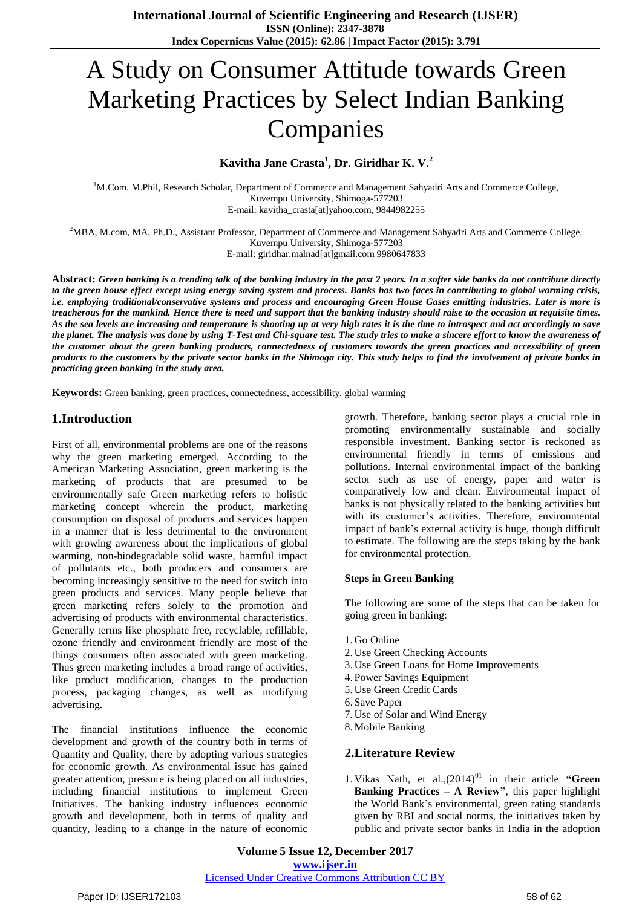# A Study on Consumer Attitude towards Green Marketing Practices by Select Indian Banking Companies

**Kavitha Jane Crasta[1], Dr. Giridhar K. V.[2]**

[1]M.Com. M.Phil, Research Scholar, Department of Commerce and Management Sahyadri Arts and Commerce College, Kuvempu University, Shimoga-577203
E-mail: kavitha_crasta[at]yahoo.com, 9844982255

[2]MBA, M.com, MA, Ph.D., Assistant Professor, Department of Commerce and Management Sahyadri Arts and Commerce College, Kuvempu University, Shimoga-577203
E-mail: giridhar.malnad[at]gmail.com 9980647833

**Abstract:** ***Green banking is a trending talk of the banking industry in the past 2 years. In a softer side banks do not contribute directly to the green house effect except using energy saving system and process. Banks has two faces in contributing to global warming crisis, i.e. employing traditional/conservative systems and process and encouraging Green House Gases emitting industries. Later is more is treacherous for the mankind. Hence there is need and support that the banking industry should raise to the occasion at requisite times. As the sea levels are increasing and temperature is shooting up at very high rates it is the time to introspect and act accordingly to save the planet. The analysis was done by using T-Test and Chi-square test. The study tries to make a sincere effort to know the awareness of the customer about the green banking products, connectedness of customers towards the green practices and accessibility of green products to the customers by the private sector banks in the Shimoga city. This study helps to find the involvement of private banks in practicing green banking in the study area.***

**Keywords:** Green banking, green practices, connectedness, accessibility, global warming

## 1.Introduction

First of all, environmental problems are one of the reasons why the green marketing emerged. According to the American Marketing Association, green marketing is the marketing of products that are presumed to be environmentally safe Green marketing refers to holistic marketing concept wherein the product, marketing consumption on disposal of products and services happen in a manner that is less detrimental to the environment with growing awareness about the implications of global warming, non-biodegradable solid waste, harmful impact of pollutants etc., both producers and consumers are becoming increasingly sensitive to the need for switch into green products and services. Many people believe that green marketing refers solely to the promotion and advertising of products with environmental characteristics. Generally terms like phosphate free, recyclable, refillable, ozone friendly and environment friendly are most of the things consumers often associated with green marketing. Thus green marketing includes a broad range of activities, like product modification, changes to the production process, packaging changes, as well as modifying advertising.

The financial institutions influence the economic development and growth of the country both in terms of Quantity and Quality, there by adopting various strategies for economic growth. As environmental issue has gained greater attention, pressure is being placed on all industries, including financial institutions to implement Green Initiatives. The banking industry influences economic growth and development, both in terms of quality and quantity, leading to a change in the nature of economic growth. Therefore, banking sector plays a crucial role in promoting environmentally sustainable and socially responsible investment. Banking sector is reckoned as environmental friendly in terms of emissions and pollutions. Internal environmental impact of the banking sector such as use of energy, paper and water is comparatively low and clean. Environmental impact of banks is not physically related to the banking activities but with its customer's activities. Therefore, environmental impact of bank's external activity is huge, though difficult to estimate. The following are the steps taking by the bank for environmental protection.

**Steps in Green Banking**

The following are some of the steps that can be taken for going green in banking:

1. Go Online
2. Use Green Checking Accounts
3. Use Green Loans for Home Improvements
4. Power Savings Equipment
5. Use Green Credit Cards
6. Save Paper
7. Use of Solar and Wind Energy
8. Mobile Banking

## 2.Literature Review

1. Vikas Nath, et al.,(2014)[01] in their article **"Green Banking Practices – A Review"**, this paper highlight the World Bank's environmental, green rating standards given by RBI and social norms, the initiatives taken by public and private sector banks in India in the adoption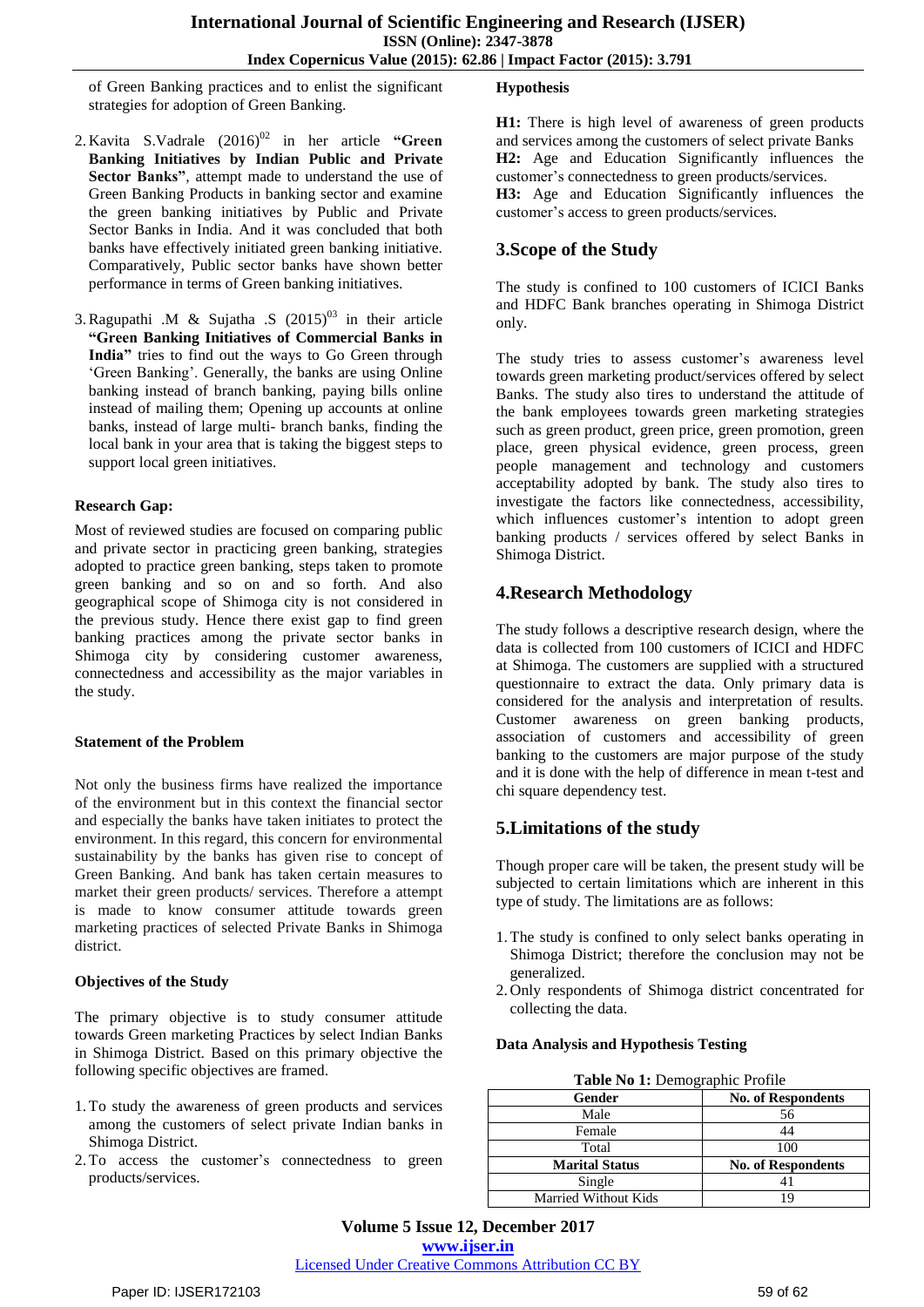of Green Banking practices and to enlist the significant strategies for adoption of Green Banking.

2. Kavita S.Vadrale (2016)[02] in her article **"Green Banking Initiatives by Indian Public and Private Sector Banks"**, attempt made to understand the use of Green Banking Products in banking sector and examine the green banking initiatives by Public and Private Sector Banks in India. And it was concluded that both banks have effectively initiated green banking initiative. Comparatively, Public sector banks have shown better performance in terms of Green banking initiatives.

3. Ragupathi .M & Sujatha .S (2015)[03] in their article **"Green Banking Initiatives of Commercial Banks in India"** tries to find out the ways to Go Green through 'Green Banking'. Generally, the banks are using Online banking instead of branch banking, paying bills online instead of mailing them; Opening up accounts at online banks, instead of large multi- branch banks, finding the local bank in your area that is taking the biggest steps to support local green initiatives.

**Research Gap:**

Most of reviewed studies are focused on comparing public and private sector in practicing green banking, strategies adopted to practice green banking, steps taken to promote green banking and so on and so forth. And also geographical scope of Shimoga city is not considered in the previous study. Hence there exist gap to find green banking practices among the private sector banks in Shimoga city by considering customer awareness, connectedness and accessibility as the major variables in the study.

**Statement of the Problem**

Not only the business firms have realized the importance of the environment but in this context the financial sector and especially the banks have taken initiates to protect the environment. In this regard, this concern for environmental sustainability by the banks has given rise to concept of Green Banking. And bank has taken certain measures to market their green products/ services. Therefore a attempt is made to know consumer attitude towards green marketing practices of selected Private Banks in Shimoga district.

**Objectives of the Study**

The primary objective is to study consumer attitude towards Green marketing Practices by select Indian Banks in Shimoga District. Based on this primary objective the following specific objectives are framed.

1. To study the awareness of green products and services among the customers of select private Indian banks in Shimoga District.
2. To access the customer's connectedness to green products/services.

**Hypothesis**

**H1:** There is high level of awareness of green products and services among the customers of select private Banks
**H2:** Age and Education Significantly influences the customer's connectedness to green products/services.
**H3:** Age and Education Significantly influences the customer's access to green products/services.

## 3.Scope of the Study

The study is confined to 100 customers of ICICI Banks and HDFC Bank branches operating in Shimoga District only.

The study tries to assess customer's awareness level towards green marketing product/services offered by select Banks. The study also tires to understand the attitude of the bank employees towards green marketing strategies such as green product, green price, green promotion, green place, green physical evidence, green process, green people management and technology and customers acceptability adopted by bank. The study also tires to investigate the factors like connectedness, accessibility, which influences customer's intention to adopt green banking products / services offered by select Banks in Shimoga District.

## 4.Research Methodology

The study follows a descriptive research design, where the data is collected from 100 customers of ICICI and HDFC at Shimoga. The customers are supplied with a structured questionnaire to extract the data. Only primary data is considered for the analysis and interpretation of results. Customer awareness on green banking products, association of customers and accessibility of green banking to the customers are major purpose of the study and it is done with the help of difference in mean t-test and chi square dependency test.

## 5.Limitations of the study

Though proper care will be taken, the present study will be subjected to certain limitations which are inherent in this type of study. The limitations are as follows:

1. The study is confined to only select banks operating in Shimoga District; therefore the conclusion may not be generalized.
2. Only respondents of Shimoga district concentrated for collecting the data.

**Data Analysis and Hypothesis Testing**

**Table No 1:** Demographic Profile

| Gender | No. of Respondents |
|---|---|
| Male | 56 |
| Female | 44 |
| Total | 100 |
| **Marital Status** | **No. of Respondents** |
| Single | 41 |
| Married Without Kids | 19 |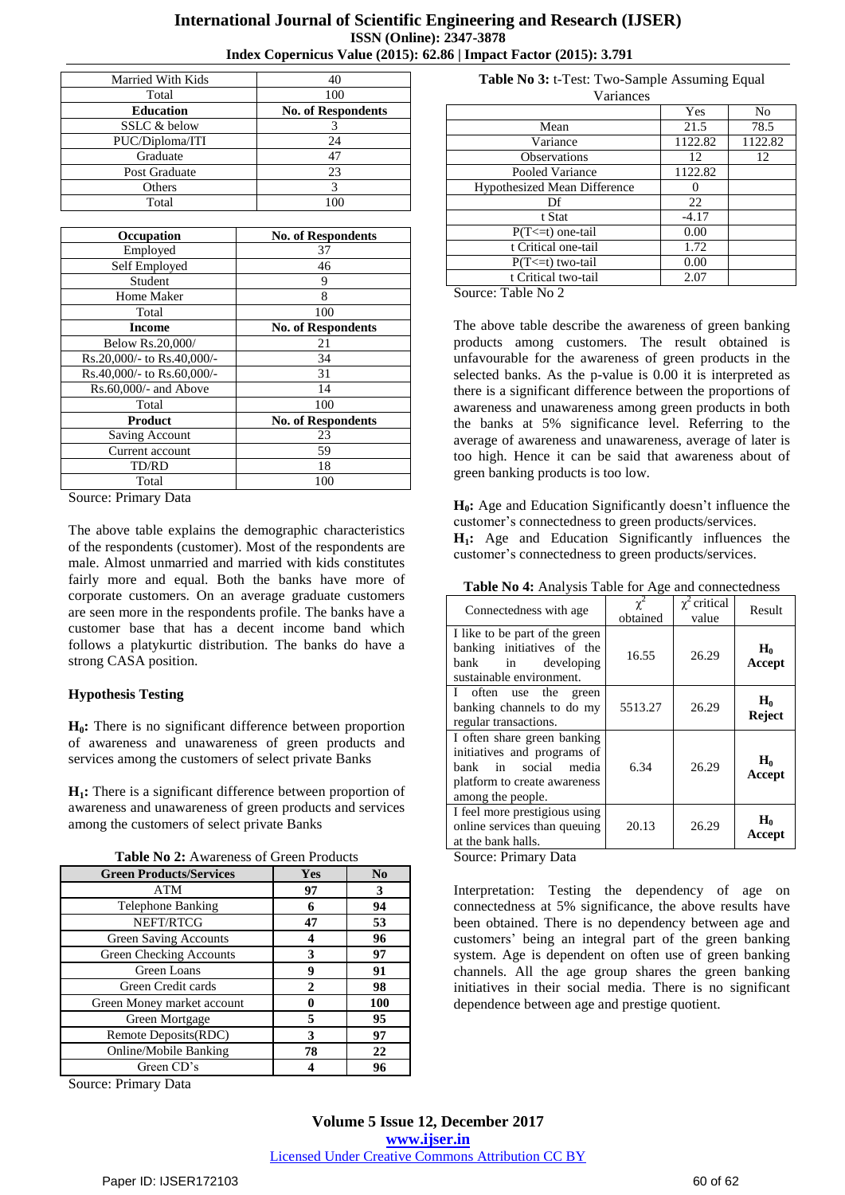| Married With Kids | 40 |
|---|---|
| Total | 100 |
| **Education** | **No. of Respondents** |
| SSLC & below | 3 |
| PUC/Diploma/ITI | 24 |
| Graduate | 47 |
| Post Graduate | 23 |
| Others | 3 |
| Total | 100 |

| Occupation | No. of Respondents |
|---|---|
| Employed | 37 |
| Self Employed | 46 |
| Student | 9 |
| Home Maker | 8 |
| Total | 100 |
| **Income** | **No. of Respondents** |
| Below Rs.20,000/ | 21 |
| Rs.20,000/- to Rs.40,000/- | 34 |
| Rs.40,000/- to Rs.60,000/- | 31 |
| Rs.60,000/- and Above | 14 |
| Total | 100 |
| **Product** | **No. of Respondents** |
| Saving Account | 23 |
| Current account | 59 |
| TD/RD | 18 |
| Total | 100 |

Source: Primary Data

The above table explains the demographic characteristics of the respondents (customer). Most of the respondents are male. Almost unmarried and married with kids constitutes fairly more and equal. Both the banks have more of corporate customers. On an average graduate customers are seen more in the respondents profile. The banks have a customer base that has a decent income band which follows a platykurtic distribution. The banks do have a strong CASA position.

**Hypothesis Testing**

**$H_0$:** There is no significant difference between proportion of awareness and unawareness of green products and services among the customers of select private Banks

**$H_1$:** There is a significant difference between proportion of awareness and unawareness of green products and services among the customers of select private Banks

**Table No 2:** Awareness of Green Products

| Green Products/Services | Yes | No |
|---|---|---|
| ATM | **97** | **3** |
| Telephone Banking | **6** | **94** |
| NEFT/RTCG | **47** | **53** |
| Green Saving Accounts | **4** | **96** |
| Green Checking Accounts | **3** | **97** |
| Green Loans | **9** | **91** |
| Green Credit cards | **2** | **98** |
| Green Money market account | **0** | **100** |
| Green Mortgage | **5** | **95** |
| Remote Deposits(RDC) | **3** | **97** |
| Online/Mobile Banking | **78** | **22** |
| Green CD's | **4** | **96** |

Source: Primary Data

**Table No 3:** t-Test: Two-Sample Assuming Equal Variances

| | Yes | No |
|---|---|---|
| Mean | 21.5 | 78.5 |
| Variance | 1122.82 | 1122.82 |
| Observations | 12 | 12 |
| Pooled Variance | 1122.82 | |
| Hypothesized Mean Difference | 0 | |
| Df | 22 | |
| t Stat | -4.17 | |
| P(T<=t) one-tail | 0.00 | |
| t Critical one-tail | 1.72 | |
| P(T<=t) two-tail | 0.00 | |
| t Critical two-tail | 2.07 | |

Source: Table No 2

The above table describe the awareness of green banking products among customers. The result obtained is unfavourable for the awareness of green products in the selected banks. As the p-value is 0.00 it is interpreted as there is a significant difference between the proportions of awareness and unawareness among green products in both the banks at 5% significance level. Referring to the average of awareness and unawareness, average of later is too high. Hence it can be said that awareness about of green banking products is too low.

**$H_0$:** Age and Education Significantly doesn't influence the customer's connectedness to green products/services.

**$H_1$:** Age and Education Significantly influences the customer's connectedness to green products/services.

**Table No 4:** Analysis Table for Age and connectedness

| Connectedness with age | $\chi^2$ obtained | $\chi^2$ critical value | Result |
|---|---|---|---|
| I like to be part of the green banking initiatives of the bank in developing sustainable environment. | 16.55 | 26.29 | **$H_0$ Accept** |
| I often use the green banking channels to do my regular transactions. | 5513.27 | 26.29 | **$H_0$ Reject** |
| I often share green banking initiatives and programs of bank in social media platform to create awareness among the people. | 6.34 | 26.29 | **$H_0$ Accept** |
| I feel more prestigious using online services than queuing at the bank halls. | 20.13 | 26.29 | **$H_0$ Accept** |

Source: Primary Data

Interpretation: Testing the dependency of age on connectedness at 5% significance, the above results have been obtained. There is no dependency between age and customers' being an integral part of the green banking system. Age is dependent on often use of green banking channels. All the age group shares the green banking initiatives in their social media. There is no significant dependence between age and prestige quotient.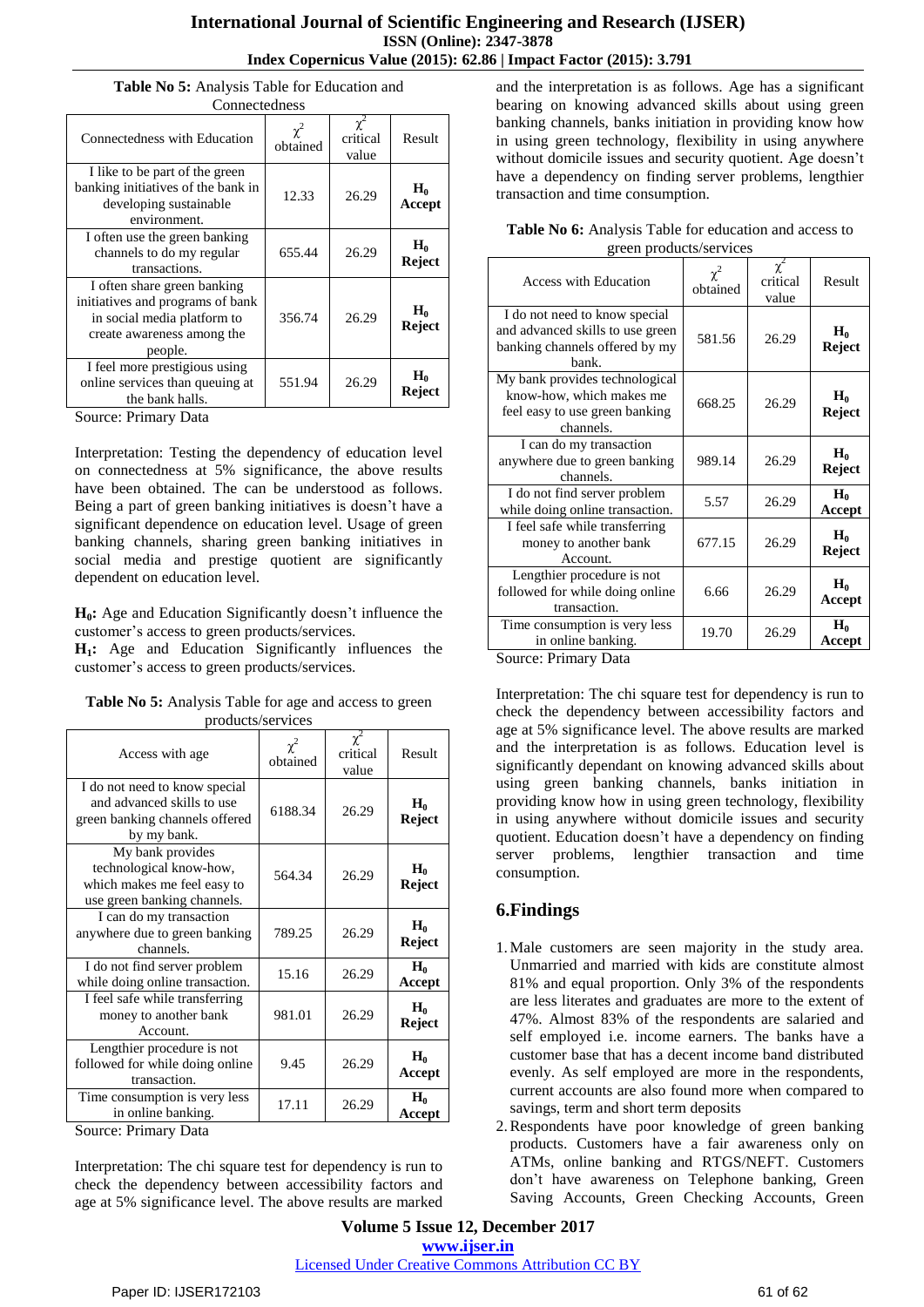**Table No 5:** Analysis Table for Education and Connectedness

| Connectedness with Education | $\chi^2$ obtained | $\chi^2$ critical value | Result |
|---|---|---|---|
| I like to be part of the green banking initiatives of the bank in developing sustainable environment. | 12.33 | 26.29 | **$H_0$ Accept** |
| I often use the green banking channels to do my regular transactions. | 655.44 | 26.29 | **$H_0$ Reject** |
| I often share green banking initiatives and programs of bank in social media platform to create awareness among the people. | 356.74 | 26.29 | **$H_0$ Reject** |
| I feel more prestigious using online services than queuing at the bank halls. | 551.94 | 26.29 | **$H_0$ Reject** |

Source: Primary Data

Interpretation: Testing the dependency of education level on connectedness at 5% significance, the above results have been obtained. The can be understood as follows. Being a part of green banking initiatives is doesn't have a significant dependence on education level. Usage of green banking channels, sharing green banking initiatives in social media and prestige quotient are significantly dependent on education level.

**$H_0$:** Age and Education Significantly doesn't influence the customer's access to green products/services.

**$H_1$:** Age and Education Significantly influences the customer's access to green products/services.

**Table No 5:** Analysis Table for age and access to green products/services

| Access with age | $\chi^2$ obtained | $\chi^2$ critical value | Result |
|---|---|---|---|
| I do not need to know special and advanced skills to use green banking channels offered by my bank. | 6188.34 | 26.29 | **$H_0$ Reject** |
| My bank provides technological know-how, which makes me feel easy to use green banking channels. | 564.34 | 26.29 | **$H_0$ Reject** |
| I can do my transaction anywhere due to green banking channels. | 789.25 | 26.29 | **$H_0$ Reject** |
| I do not find server problem while doing online transaction. | 15.16 | 26.29 | **$H_0$ Accept** |
| I feel safe while transferring money to another bank Account. | 981.01 | 26.29 | **$H_0$ Reject** |
| Lengthier procedure is not followed for while doing online transaction. | 9.45 | 26.29 | **$H_0$ Accept** |
| Time consumption is very less in online banking. | 17.11 | 26.29 | **$H_0$ Accept** |

Source: Primary Data

Interpretation: The chi square test for dependency is run to check the dependency between accessibility factors and age at 5% significance level. The above results are marked and the interpretation is as follows. Age has a significant bearing on knowing advanced skills about using green banking channels, banks initiation in providing know how in using green technology, flexibility in using anywhere without domicile issues and security quotient. Age doesn't have a dependency on finding server problems, lengthier transaction and time consumption.

**Table No 6:** Analysis Table for education and access to green products/services

| Access with Education | $\chi^2$ obtained | $\chi^2$ critical value | Result |
|---|---|---|---|
| I do not need to know special and advanced skills to use green banking channels offered by my bank. | 581.56 | 26.29 | **$H_0$ Reject** |
| My bank provides technological know-how, which makes me feel easy to use green banking channels. | 668.25 | 26.29 | **$H_0$ Reject** |
| I can do my transaction anywhere due to green banking channels. | 989.14 | 26.29 | **$H_0$ Reject** |
| I do not find server problem while doing online transaction. | 5.57 | 26.29 | **$H_0$ Accept** |
| I feel safe while transferring money to another bank Account. | 677.15 | 26.29 | **$H_0$ Reject** |
| Lengthier procedure is not followed for while doing online transaction. | 6.66 | 26.29 | **$H_0$ Accept** |
| Time consumption is very less in online banking. | 19.70 | 26.29 | **$H_0$ Accept** |

Source: Primary Data

Interpretation: The chi square test for dependency is run to check the dependency between accessibility factors and age at 5% significance level. The above results are marked and the interpretation is as follows. Education level is significantly dependant on knowing advanced skills about using green banking channels, banks initiation in providing know how in using green technology, flexibility in using anywhere without domicile issues and security quotient. Education doesn't have a dependency on finding server problems, lengthier transaction and time consumption.

## 6.Findings

1. Male customers are seen majority in the study area. Unmarried and married with kids are constitute almost 81% and equal proportion. Only 3% of the respondents are less literates and graduates are more to the extent of 47%. Almost 83% of the respondents are salaried and self employed i.e. income earners. The banks have a customer base that has a decent income band distributed evenly. As self employed are more in the respondents, current accounts are also found more when compared to savings, term and short term deposits
2. Respondents have poor knowledge of green banking products. Customers have a fair awareness only on ATMs, online banking and RTGS/NEFT. Customers don't have awareness on Telephone banking, Green Saving Accounts, Green Checking Accounts, Green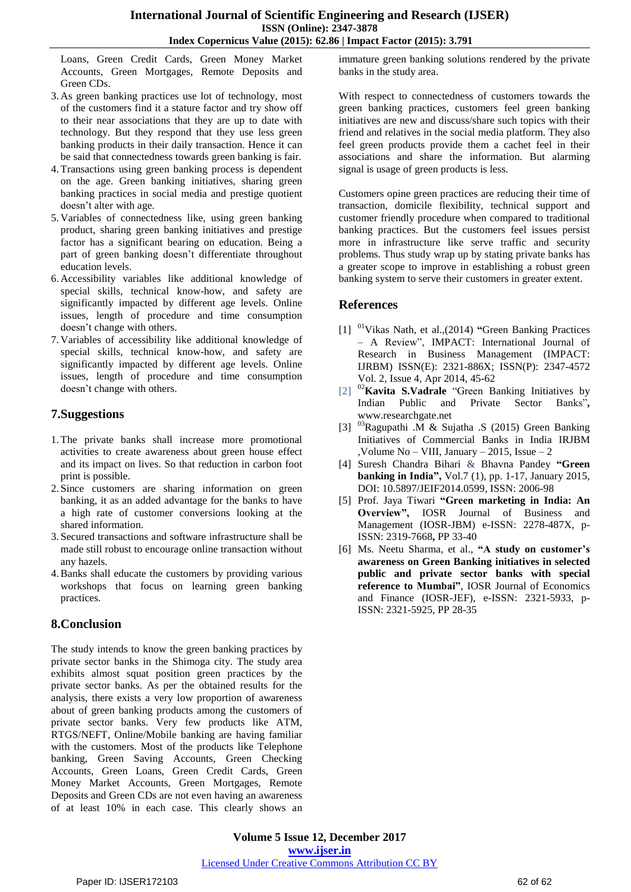Loans, Green Credit Cards, Green Money Market Accounts, Green Mortgages, Remote Deposits and Green CDs.

3. As green banking practices use lot of technology, most of the customers find it a stature factor and try show off to their near associations that they are up to date with technology. But they respond that they use less green banking products in their daily transaction. Hence it can be said that connectedness towards green banking is fair.
4. Transactions using green banking process is dependent on the age. Green banking initiatives, sharing green banking practices in social media and prestige quotient doesn't alter with age.
5. Variables of connectedness like, using green banking product, sharing green banking initiatives and prestige factor has a significant bearing on education. Being a part of green banking doesn't differentiate throughout education levels.
6. Accessibility variables like additional knowledge of special skills, technical know-how, and safety are significantly impacted by different age levels. Online issues, length of procedure and time consumption doesn't change with others.
7. Variables of accessibility like additional knowledge of special skills, technical know-how, and safety are significantly impacted by different age levels. Online issues, length of procedure and time consumption doesn't change with others.

## 7.Suggestions

1. The private banks shall increase more promotional activities to create awareness about green house effect and its impact on lives. So that reduction in carbon foot print is possible.
2. Since customers are sharing information on green banking, it as an added advantage for the banks to have a high rate of customer conversions looking at the shared information.
3. Secured transactions and software infrastructure shall be made still robust to encourage online transaction without any hazels.
4. Banks shall educate the customers by providing various workshops that focus on learning green banking practices.

## 8.Conclusion

The study intends to know the green banking practices by private sector banks in the Shimoga city. The study area exhibits almost squat position green practices by the private sector banks. As per the obtained results for the analysis, there exists a very low proportion of awareness about green banking products among the customers of private sector banks. Very few products like ATM, RTGS/NEFT, Online/Mobile banking are having familiar with the customers. Most of the products like Telephone banking, Green Saving Accounts, Green Checking Accounts, Green Loans, Green Credit Cards, Green Money Market Accounts, Green Mortgages, Remote Deposits and Green CDs are not even having an awareness of at least 10% in each case. This clearly shows an immature green banking solutions rendered by the private banks in the study area.

With respect to connectedness of customers towards the green banking practices, customers feel green banking initiatives are new and discuss/share such topics with their friend and relatives in the social media platform. They also feel green products provide them a cachet feel in their associations and share the information. But alarming signal is usage of green products is less.

Customers opine green practices are reducing their time of transaction, domicile flexibility, technical support and customer friendly procedure when compared to traditional banking practices. But the customers feel issues persist more in infrastructure like serve traffic and security problems. Thus study wrap up by stating private banks has a greater scope to improve in establishing a robust green banking system to serve their customers in greater extent.

## References

[1] [01]Vikas Nath, et al.,(2014) **"**Green Banking Practices – A Review", IMPACT: International Journal of Research in Business Management (IMPACT: IJRBM) ISSN(E): 2321-886X; ISSN(P): 2347-4572 Vol. 2, Issue 4, Apr 2014, 45-62

[2] [02]**Kavita S.Vadrale** "Green Banking Initiatives by Indian Public and Private Sector Banks"**,** www.researchgate.net

[3] [03]Ragupathi .M & Sujatha .S (2015) Green Banking Initiatives of Commercial Banks in India IRJBM ,Volume No – VIII, January – 2015, Issue – 2

[4] Suresh Chandra Bihari & Bhavna Pandey **"Green banking in India",** Vol.7 (1), pp. 1-17, January 2015, DOI: 10.5897/JEIF2014.0599, ISSN: 2006-98

[5] Prof. Jaya Tiwari **"Green marketing in India: An Overview",** IOSR Journal of Business and Management (IOSR-JBM) e-ISSN: 2278-487X, p-ISSN: 2319-7668**,** PP 33-40

[6] Ms. Neetu Sharma, et al., **"A study on customer's awareness on Green Banking initiatives in selected public and private sector banks with special reference to Mumbai"**, IOSR Journal of Economics and Finance (IOSR-JEF), e-ISSN: 2321-5933, p-ISSN: 2321-5925, PP 28-35